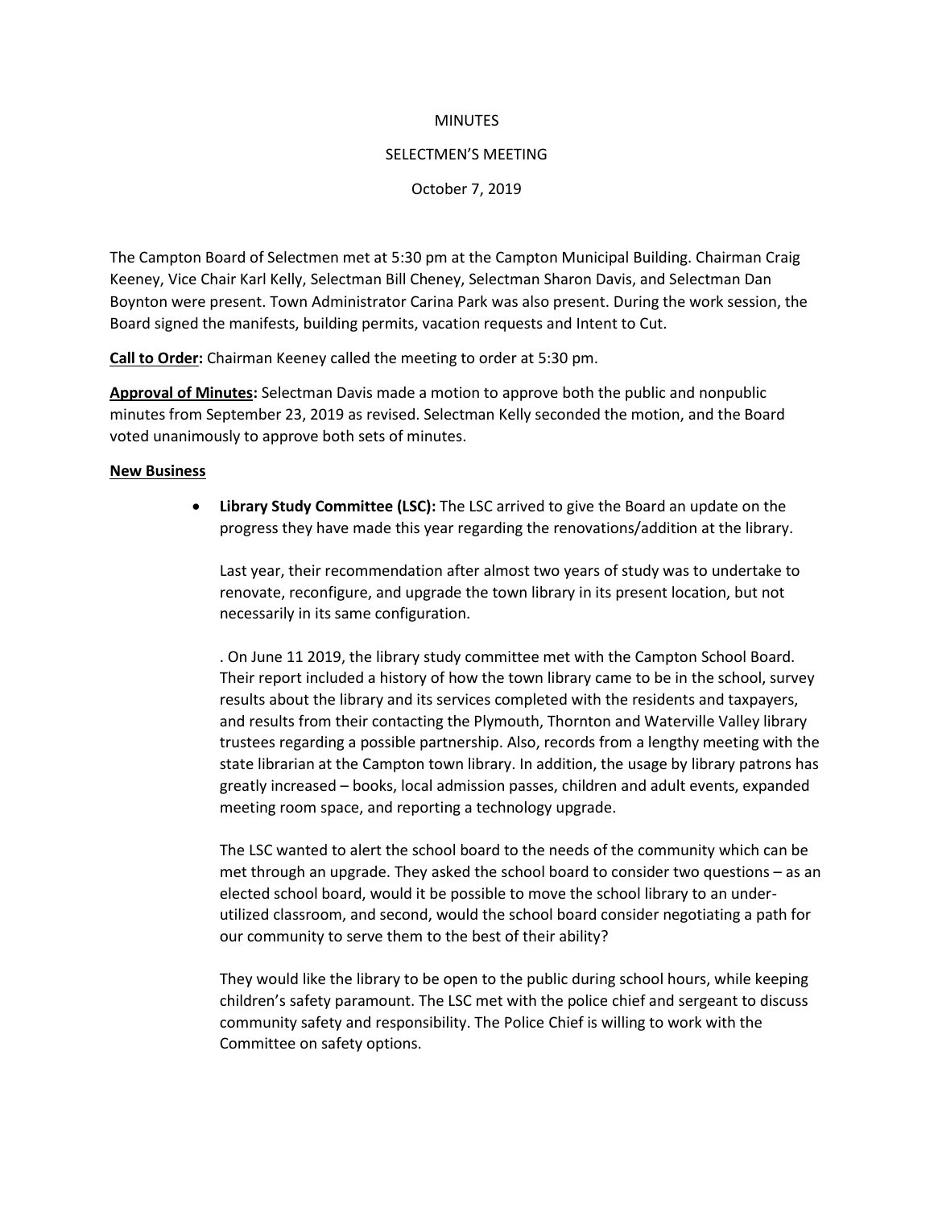MINUTES

SELECTMEN'S MEETING

October 7, 2019

The Campton Board of Selectmen met at 5:30 pm at the Campton Municipal Building. Chairman Craig Keeney, Vice Chair Karl Kelly, Selectman Bill Cheney, Selectman Sharon Davis, and Selectman Dan Boynton were present. Town Administrator Carina Park was also present. During the work session, the Board signed the manifests, building permits, vacation requests and Intent to Cut.

**Call to Order:** Chairman Keeney called the meeting to order at 5:30 pm.

**Approval of Minutes:** Selectman Davis made a motion to approve both the public and nonpublic minutes from September 23, 2019 as revised. Selectman Kelly seconded the motion, and the Board voted unanimously to approve both sets of minutes.

**New Business**

- **Library Study Committee (LSC):** The LSC arrived to give the Board an update on the progress they have made this year regarding the renovations/addition at the library.

  Last year, their recommendation after almost two years of study was to undertake to renovate, reconfigure, and upgrade the town library in its present location, but not necessarily in its same configuration.

  . On June 11 2019, the library study committee met with the Campton School Board. Their report included a history of how the town library came to be in the school, survey results about the library and its services completed with the residents and taxpayers, and results from their contacting the Plymouth, Thornton and Waterville Valley library trustees regarding a possible partnership. Also, records from a lengthy meeting with the state librarian at the Campton town library. In addition, the usage by library patrons has greatly increased – books, local admission passes, children and adult events, expanded meeting room space, and reporting a technology upgrade.

  The LSC wanted to alert the school board to the needs of the community which can be met through an upgrade. They asked the school board to consider two questions – as an elected school board, would it be possible to move the school library to an under-utilized classroom, and second, would the school board consider negotiating a path for our community to serve them to the best of their ability?

  They would like the library to be open to the public during school hours, while keeping children's safety paramount. The LSC met with the police chief and sergeant to discuss community safety and responsibility. The Police Chief is willing to work with the Committee on safety options.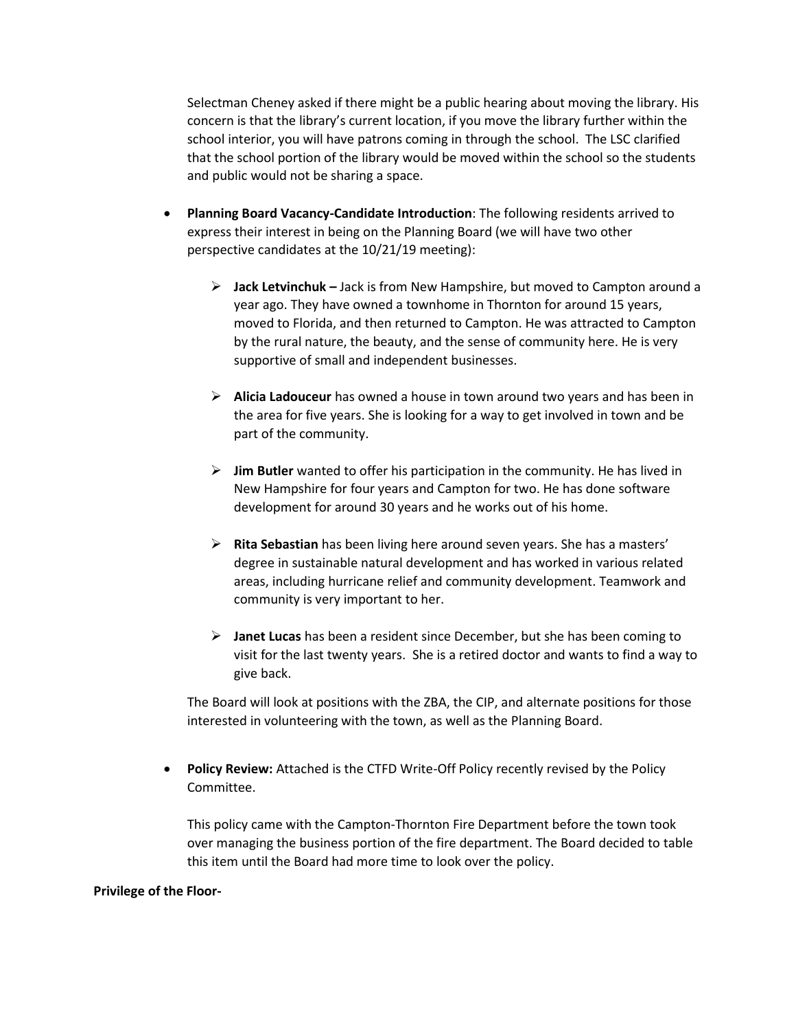Selectman Cheney asked if there might be a public hearing about moving the library. His concern is that the library's current location, if you move the library further within the school interior, you will have patrons coming in through the school. The LSC clarified that the school portion of the library would be moved within the school so the students and public would not be sharing a space.

- **Planning Board Vacancy-Candidate Introduction**: The following residents arrived to express their interest in being on the Planning Board (we will have two other perspective candidates at the 10/21/19 meeting):

  - **Jack Letvinchuk –** Jack is from New Hampshire, but moved to Campton around a year ago. They have owned a townhome in Thornton for around 15 years, moved to Florida, and then returned to Campton. He was attracted to Campton by the rural nature, the beauty, and the sense of community here. He is very supportive of small and independent businesses.

  - **Alicia Ladouceur** has owned a house in town around two years and has been in the area for five years. She is looking for a way to get involved in town and be part of the community.

  - **Jim Butler** wanted to offer his participation in the community. He has lived in New Hampshire for four years and Campton for two. He has done software development for around 30 years and he works out of his home.

  - **Rita Sebastian** has been living here around seven years. She has a masters' degree in sustainable natural development and has worked in various related areas, including hurricane relief and community development. Teamwork and community is very important to her.

  - **Janet Lucas** has been a resident since December, but she has been coming to visit for the last twenty years. She is a retired doctor and wants to find a way to give back.

  The Board will look at positions with the ZBA, the CIP, and alternate positions for those interested in volunteering with the town, as well as the Planning Board.

- **Policy Review:** Attached is the CTFD Write-Off Policy recently revised by the Policy Committee.

  This policy came with the Campton-Thornton Fire Department before the town took over managing the business portion of the fire department. The Board decided to table this item until the Board had more time to look over the policy.

**Privilege of the Floor-**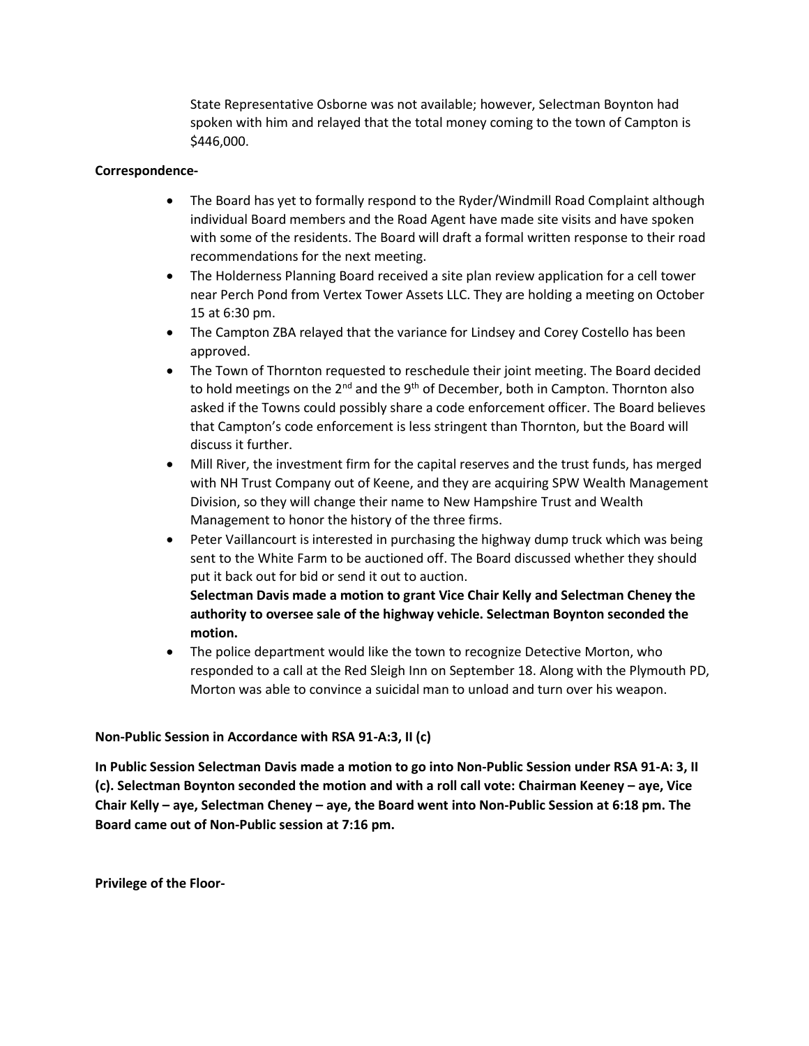State Representative Osborne was not available; however, Selectman Boynton had spoken with him and relayed that the total money coming to the town of Campton is $446,000.

**Correspondence-**

- The Board has yet to formally respond to the Ryder/Windmill Road Complaint although individual Board members and the Road Agent have made site visits and have spoken with some of the residents. The Board will draft a formal written response to their road recommendations for the next meeting.
- The Holderness Planning Board received a site plan review application for a cell tower near Perch Pond from Vertex Tower Assets LLC. They are holding a meeting on October 15 at 6:30 pm.
- The Campton ZBA relayed that the variance for Lindsey and Corey Costello has been approved.
- The Town of Thornton requested to reschedule their joint meeting. The Board decided to hold meetings on the 2nd and the 9th of December, both in Campton. Thornton also asked if the Towns could possibly share a code enforcement officer. The Board believes that Campton's code enforcement is less stringent than Thornton, but the Board will discuss it further.
- Mill River, the investment firm for the capital reserves and the trust funds, has merged with NH Trust Company out of Keene, and they are acquiring SPW Wealth Management Division, so they will change their name to New Hampshire Trust and Wealth Management to honor the history of the three firms.
- Peter Vaillancourt is interested in purchasing the highway dump truck which was being sent to the White Farm to be auctioned off. The Board discussed whether they should put it back out for bid or send it out to auction.
  **Selectman Davis made a motion to grant Vice Chair Kelly and Selectman Cheney the authority to oversee sale of the highway vehicle. Selectman Boynton seconded the motion.**
- The police department would like the town to recognize Detective Morton, who responded to a call at the Red Sleigh Inn on September 18. Along with the Plymouth PD, Morton was able to convince a suicidal man to unload and turn over his weapon.

**Non-Public Session in Accordance with RSA 91-A:3, II (c)**

**In Public Session Selectman Davis made a motion to go into Non-Public Session under RSA 91-A: 3, II (c). Selectman Boynton seconded the motion and with a roll call vote: Chairman Keeney – aye, Vice Chair Kelly – aye, Selectman Cheney – aye, the Board went into Non-Public Session at 6:18 pm. The Board came out of Non-Public session at 7:16 pm.**

**Privilege of the Floor-**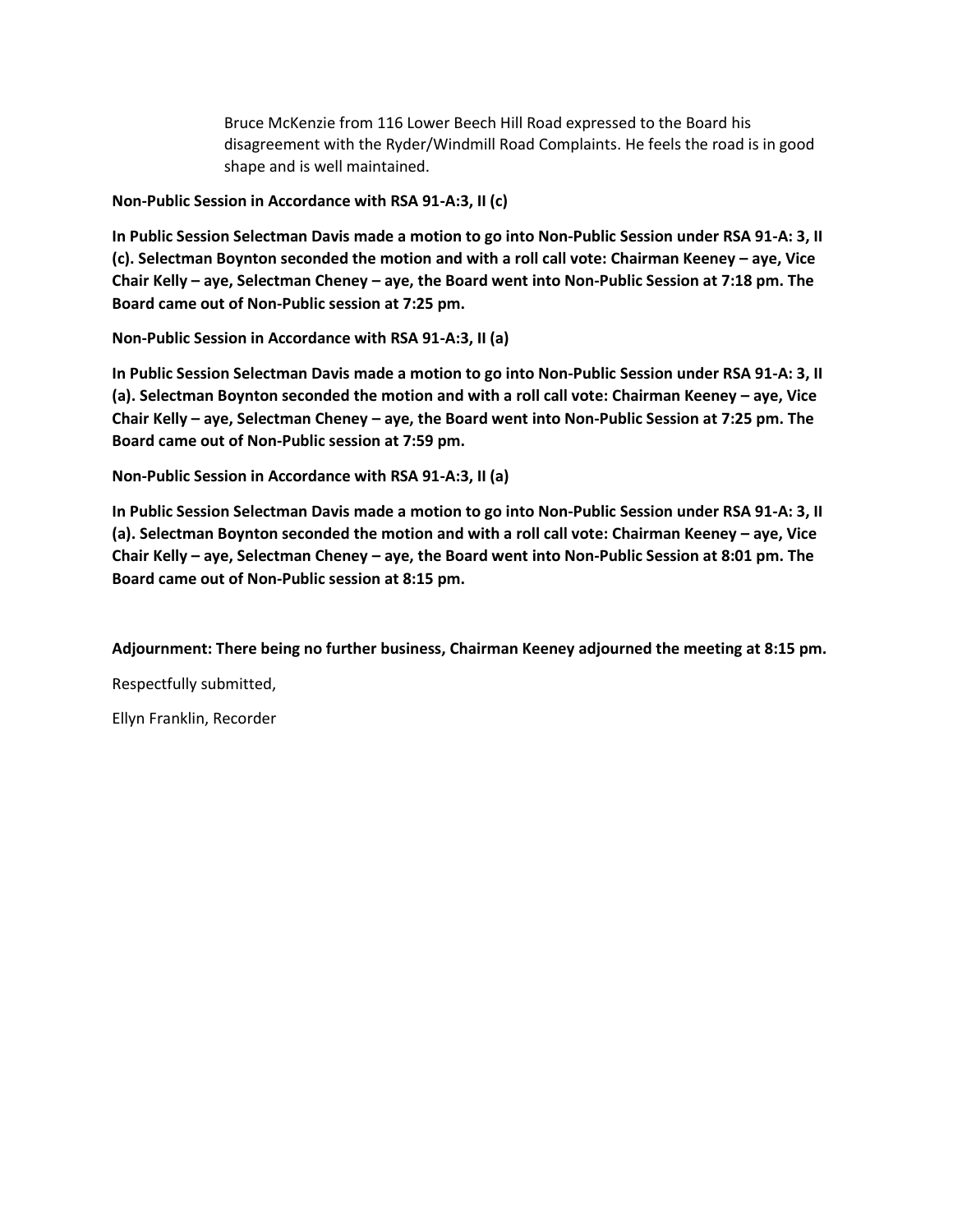Bruce McKenzie from 116 Lower Beech Hill Road expressed to the Board his disagreement with the Ryder/Windmill Road Complaints. He feels the road is in good shape and is well maintained.

**Non-Public Session in Accordance with RSA 91-A:3, II (c)**

**In Public Session Selectman Davis made a motion to go into Non-Public Session under RSA 91-A: 3, II (c). Selectman Boynton seconded the motion and with a roll call vote: Chairman Keeney – aye, Vice Chair Kelly – aye, Selectman Cheney – aye, the Board went into Non-Public Session at 7:18 pm. The Board came out of Non-Public session at 7:25 pm.**

**Non-Public Session in Accordance with RSA 91-A:3, II (a)**

**In Public Session Selectman Davis made a motion to go into Non-Public Session under RSA 91-A: 3, II (a). Selectman Boynton seconded the motion and with a roll call vote: Chairman Keeney – aye, Vice Chair Kelly – aye, Selectman Cheney – aye, the Board went into Non-Public Session at 7:25 pm. The Board came out of Non-Public session at 7:59 pm.**

**Non-Public Session in Accordance with RSA 91-A:3, II (a)**

**In Public Session Selectman Davis made a motion to go into Non-Public Session under RSA 91-A: 3, II (a). Selectman Boynton seconded the motion and with a roll call vote: Chairman Keeney – aye, Vice Chair Kelly – aye, Selectman Cheney – aye, the Board went into Non-Public Session at 8:01 pm. The Board came out of Non-Public session at 8:15 pm.**

**Adjournment: There being no further business, Chairman Keeney adjourned the meeting at 8:15 pm.**

Respectfully submitted,

Ellyn Franklin, Recorder